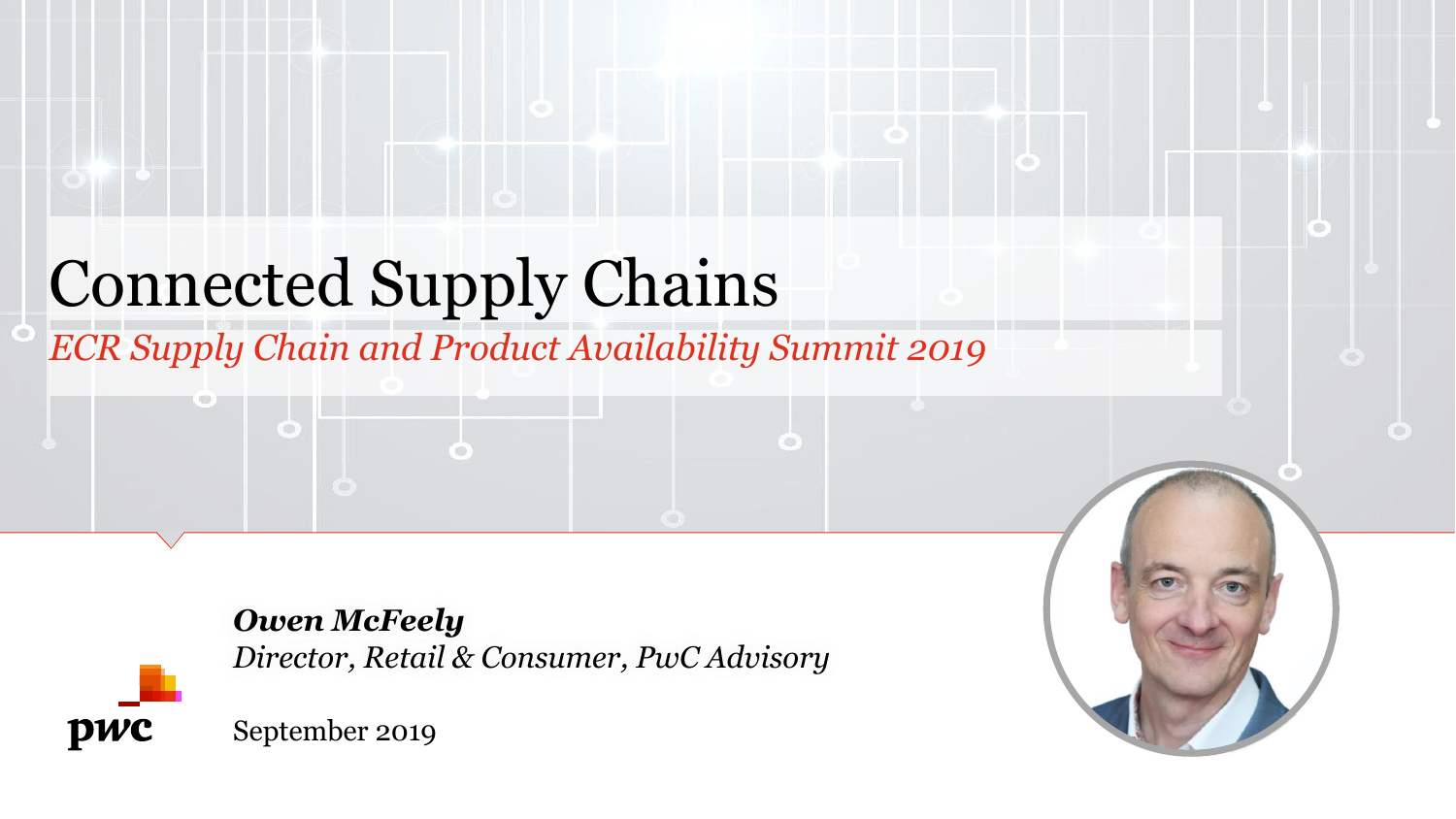# Connected Supply Chains

*ECR Supply Chain and Product Availability Summit 2019*

***Owen McFeely***

*Director, Retail & Consumer, PwC Advisory*

September 2019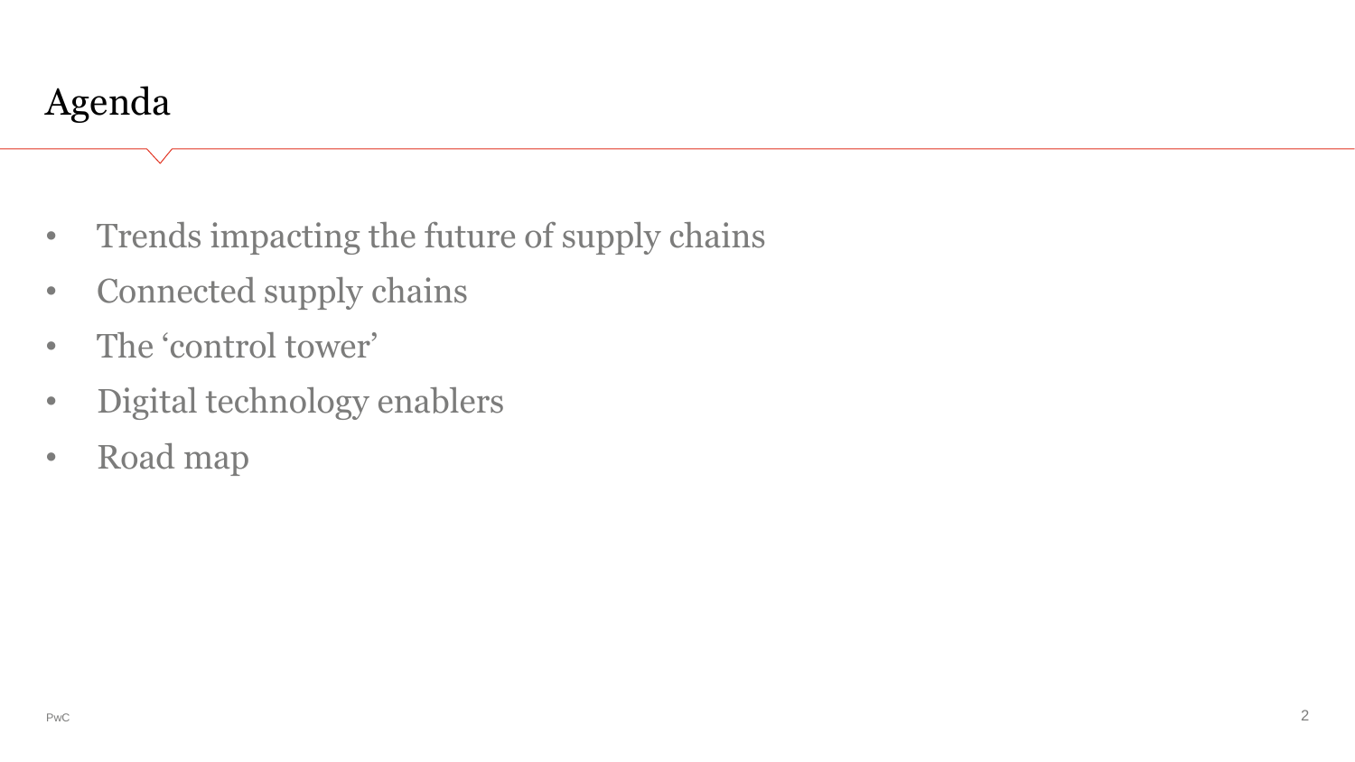# Agenda

- Trends impacting the future of supply chains
- Connected supply chains
- The ‘control tower’
- Digital technology enablers
- Road map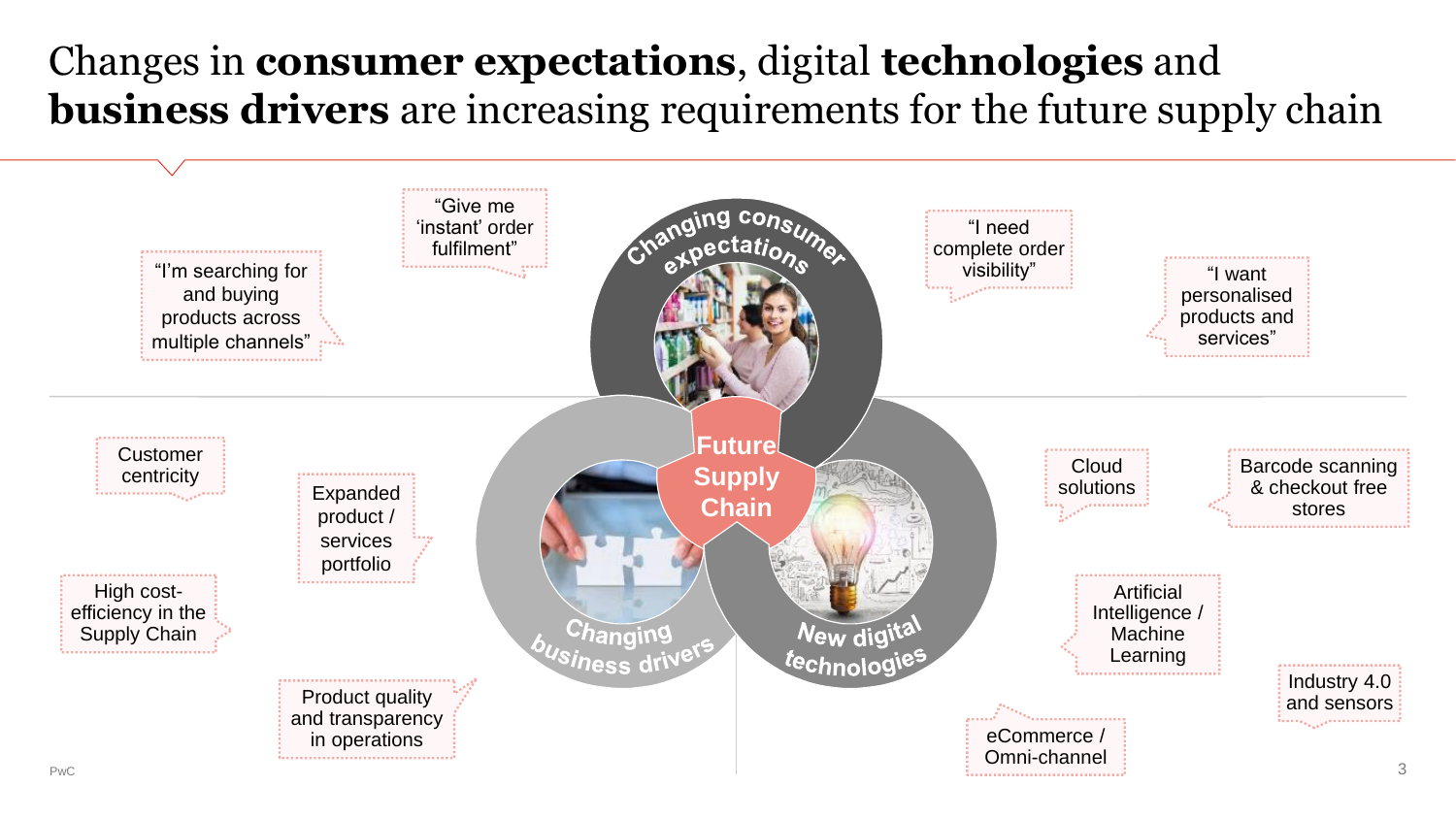# Changes in **consumer expectations**, digital **technologies** and **business drivers** are increasing requirements for the future supply chain

**Changing consumer expectations**

- "I'm searching for and buying products across multiple channels"
- "Give me 'instant' order fulfilment"
- "I need complete order visibility"
- "I want personalised products and services"

**Future Supply Chain**

**Changing business drivers**

- Customer centricity
- Expanded product / services portfolio
- High cost-efficiency in the Supply Chain
- Product quality and transparency in operations

**New digital technologies**

- Cloud solutions
- Barcode scanning & checkout free stores
- Artificial Intelligence / Machine Learning
- Industry 4.0 and sensors
- eCommerce / Omni-channel

PwC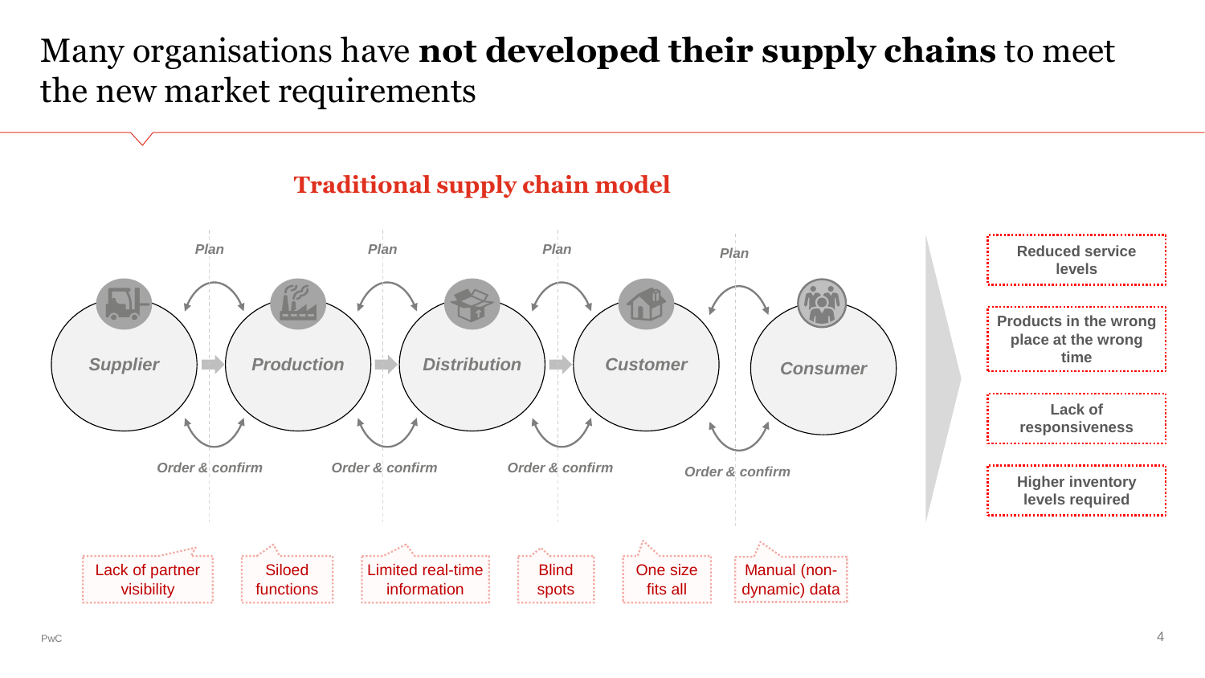# Many organisations have **not developed their supply chains** to meet the new market requirements

## Traditional supply chain model

*Supplier* → *Production* → *Distribution* → *Customer* → *Consumer*

*Plan*

*Order & confirm*

- Lack of partner visibility
- Siloed functions
- Limited real-time information
- Blind spots
- One size fits all
- Manual (non-dynamic) data

**Reduced service levels**

**Products in the wrong place at the wrong time**

**Lack of responsiveness**

**Higher inventory levels required**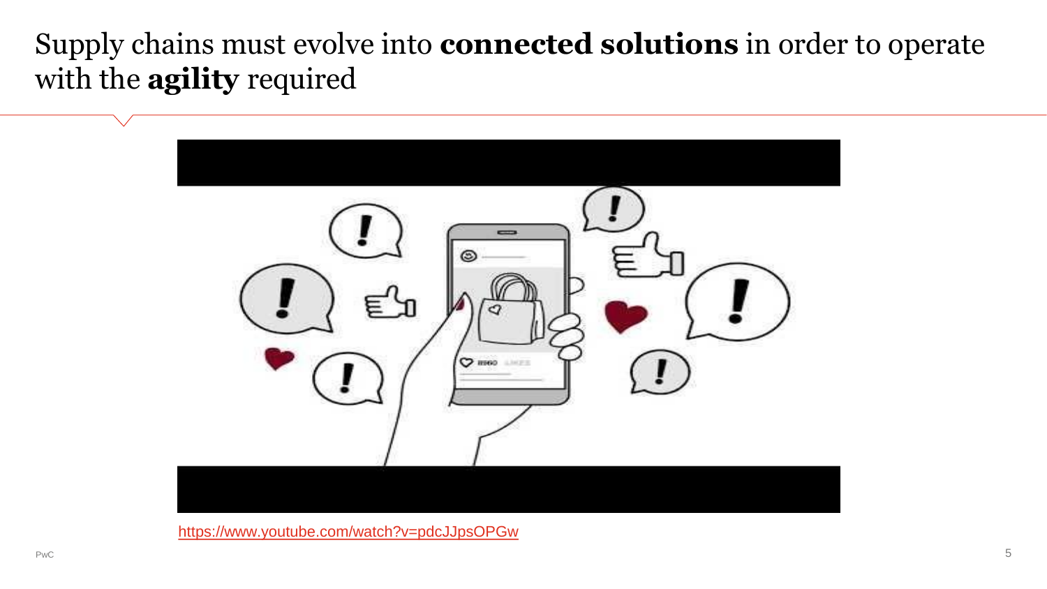# Supply chains must evolve into **connected solutions** in order to operate with the **agility** required

https://www.youtube.com/watch?v=pdcJJpsOPGw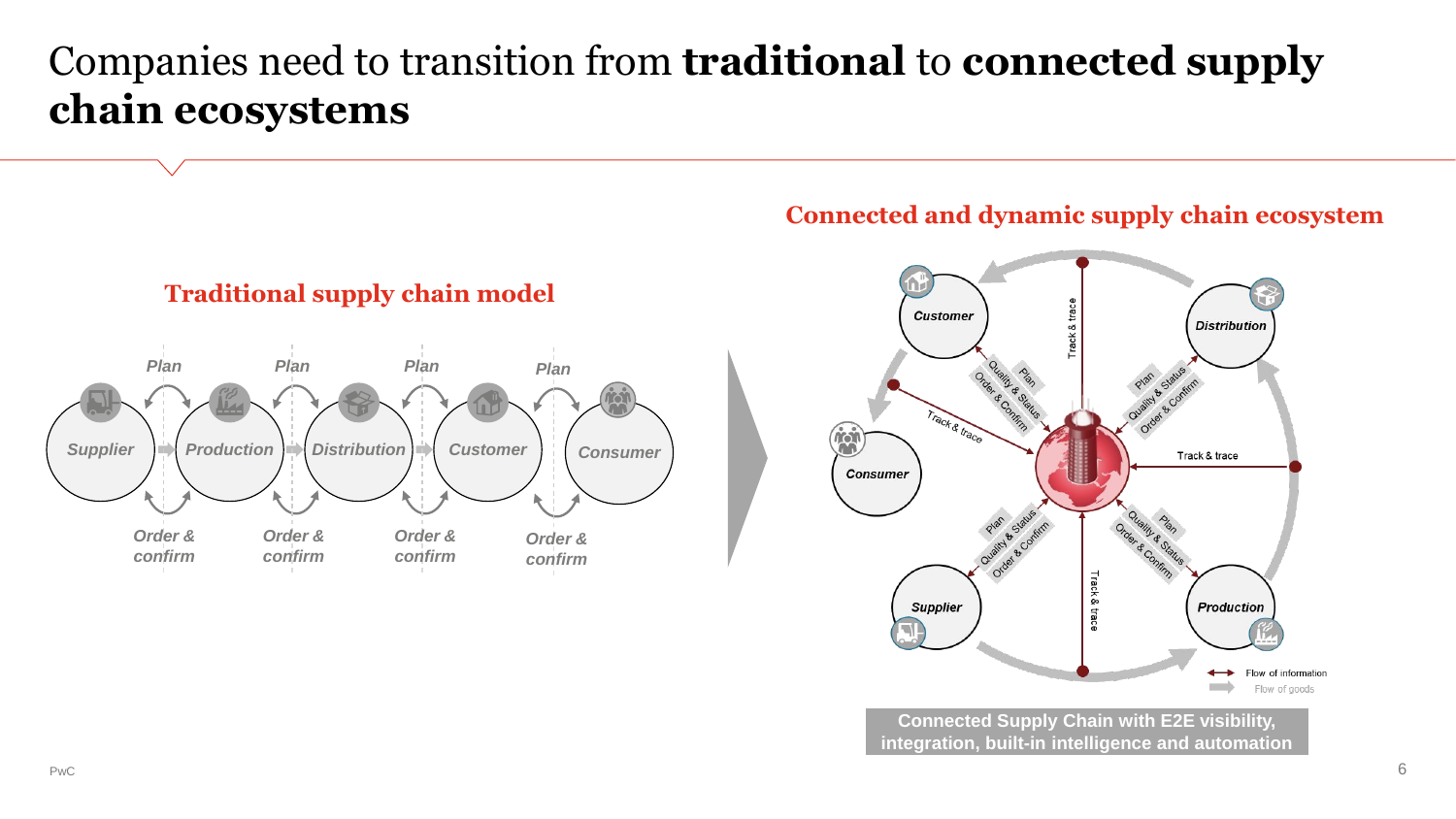# Companies need to transition from **traditional** to **connected supply chain ecosystems**

## Traditional supply chain model

Supplier → Production → Distribution → Customer → Consumer

*Plan* / *Order & confirm* (between each stage)

## Connected and dynamic supply chain ecosystem

Customer, Distribution, Consumer, Supplier, Production

Track & trace

Plan / Quality & Status / Order & Confirm

Flow of information

Flow of goods

**Connected Supply Chain with E2E visibility, integration, built-in intelligence and automation**

PwC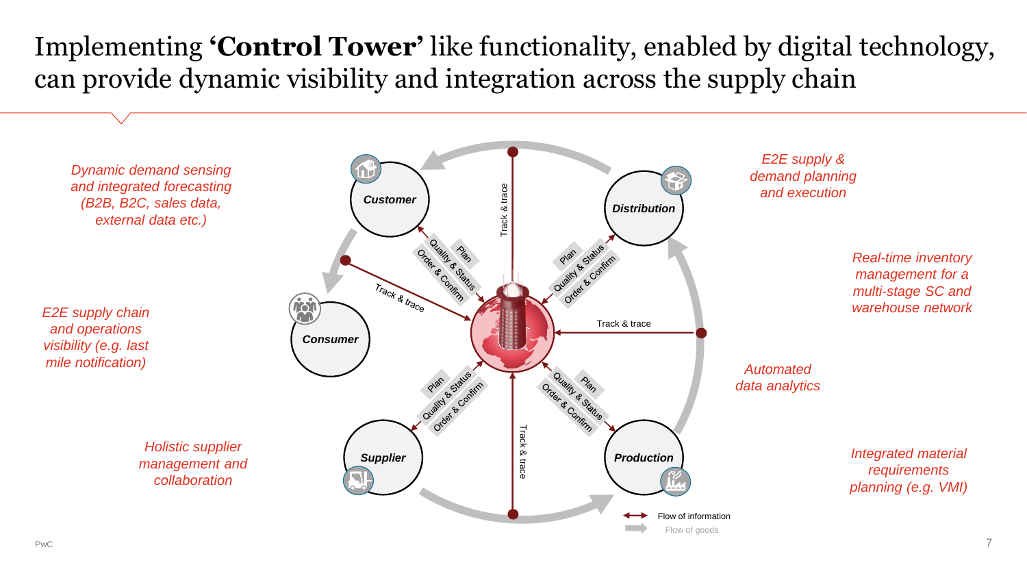# Implementing **'Control Tower'** like functionality, enabled by digital technology, can provide dynamic visibility and integration across the supply chain

*Dynamic demand sensing and integrated forecasting (B2B, B2C, sales data, external data etc.)*

*E2E supply chain and operations visibility (e.g. last mile notification)*

*Holistic supplier management and collaboration*

*E2E supply & demand planning and execution*

*Real-time inventory management for a multi-stage SC and warehouse network*

*Automated data analytics*

*Integrated material requirements planning (e.g. VMI)*

**Customer** — Plan; Quality & Status; Order & Confirm; Track & trace

**Distribution** — Plan; Quality & Status; Order & Confirm; Track & trace

**Consumer** — Track & trace

**Production** — Plan; Quality & Status; Order & Confirm; Track & trace

**Supplier** — Plan; Quality & Status; Order & Confirm; Track & trace

Flow of information

Flow of goods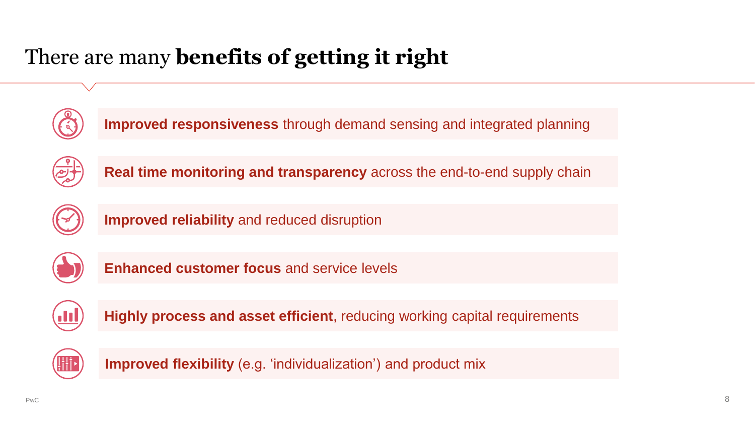# There are many **benefits of getting it right**

- **Improved responsiveness** through demand sensing and integrated planning
- **Real time monitoring and transparency** across the end-to-end supply chain
- **Improved reliability** and reduced disruption
- **Enhanced customer focus** and service levels
- **Highly process and asset efficient**, reducing working capital requirements
- **Improved flexibility** (e.g. 'individualization') and product mix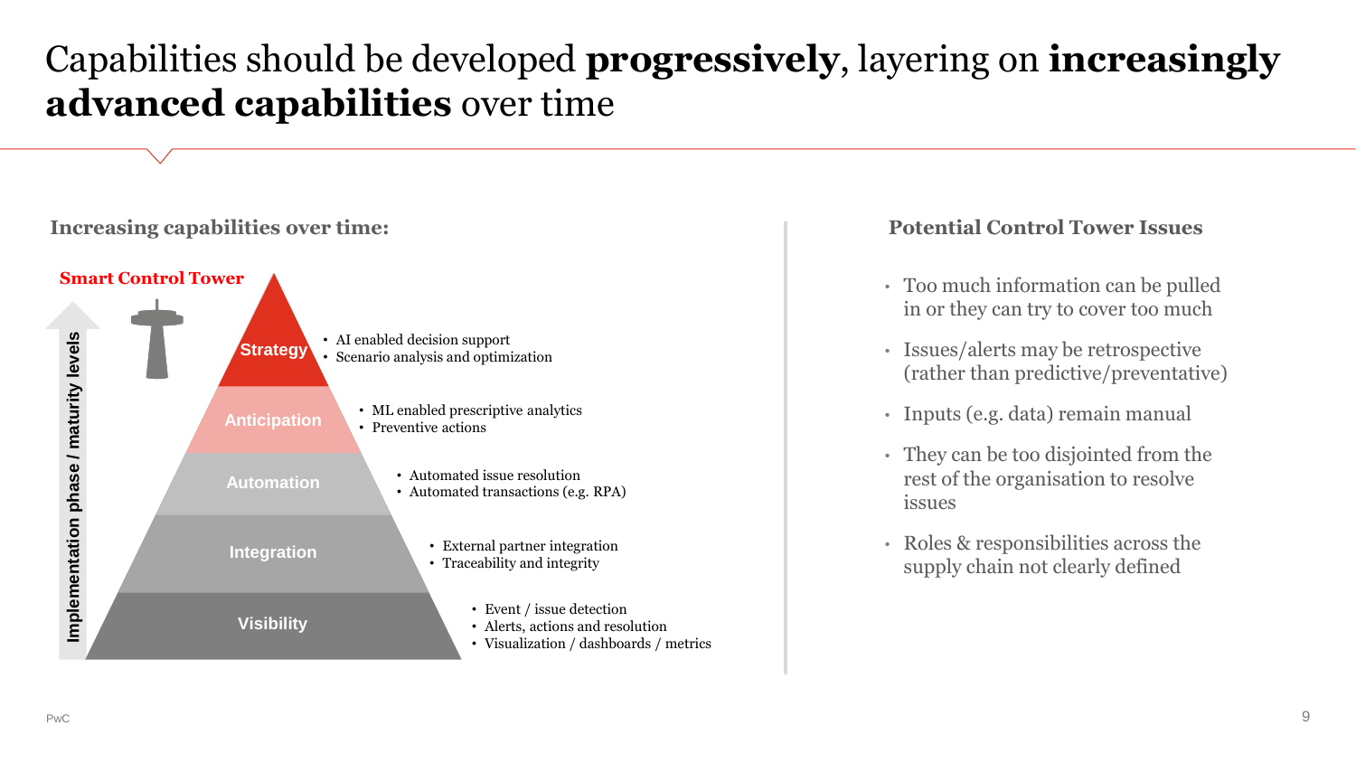# Capabilities should be developed **progressively**, layering on **increasingly advanced capabilities** over time

## Increasing capabilities over time:

**Smart Control Tower**

Implementation phase / maturity levels

- **Strategy**
  - AI enabled decision support
  - Scenario analysis and optimization
- **Anticipation**
  - ML enabled prescriptive analytics
  - Preventive actions
- **Automation**
  - Automated issue resolution
  - Automated transactions (e.g. RPA)
- **Integration**
  - External partner integration
  - Traceability and integrity
- **Visibility**
  - Event / issue detection
  - Alerts, actions and resolution
  - Visualization / dashboards / metrics

## Potential Control Tower Issues

- Too much information can be pulled in or they can try to cover too much
- Issues/alerts may be retrospective (rather than predictive/preventative)
- Inputs (e.g. data) remain manual
- They can be too disjointed from the rest of the organisation to resolve issues
- Roles & responsibilities across the supply chain not clearly defined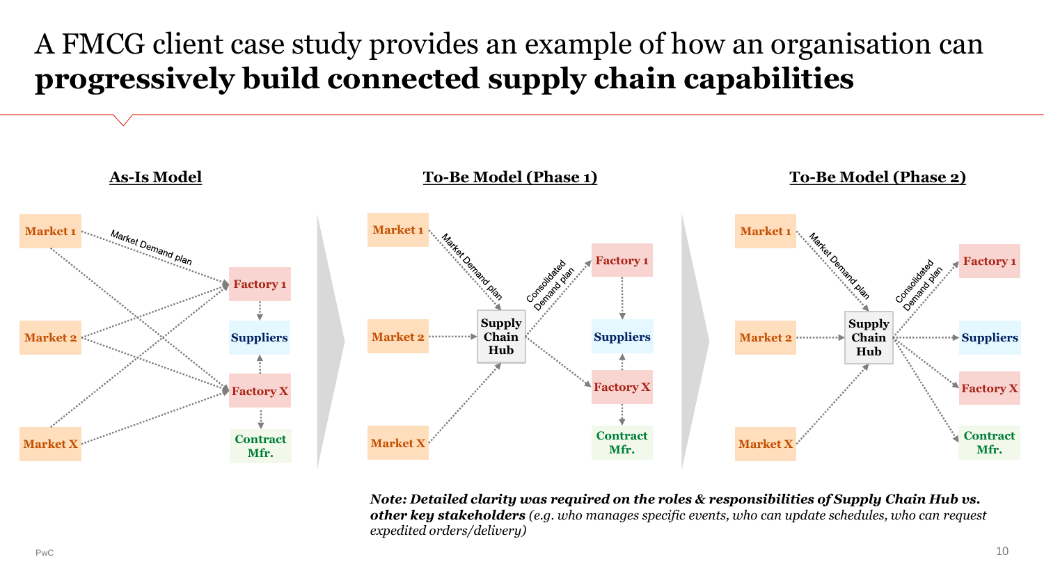# A FMCG client case study provides an example of how an organisation can **progressively build connected supply chain capabilities**

### As-Is Model

Market 1, Market 2, Market X → Factory 1, Factory X (Market Demand plan)

Factory 1 → Suppliers; Factory X → Suppliers; Factory X → Contract Mfr.

### To-Be Model (Phase 1)

Market 1, Market 2, Market X → Supply Chain Hub (Market Demand plan)

Supply Chain Hub → Factory 1, Factory X (Consolidated Demand plan)

Factory 1 → Suppliers; Factory X → Suppliers; Factory X → Contract Mfr.

### To-Be Model (Phase 2)

Market 1, Market 2, Market X → Supply Chain Hub (Market Demand plan)

Supply Chain Hub → Factory 1, Suppliers, Factory X, Contract Mfr. (Consolidated Demand plan)

***Note: Detailed clarity was required on the roles & responsibilities of Supply Chain Hub vs. other key stakeholders*** *(e.g. who manages specific events, who can update schedules, who can request expedited orders/delivery)*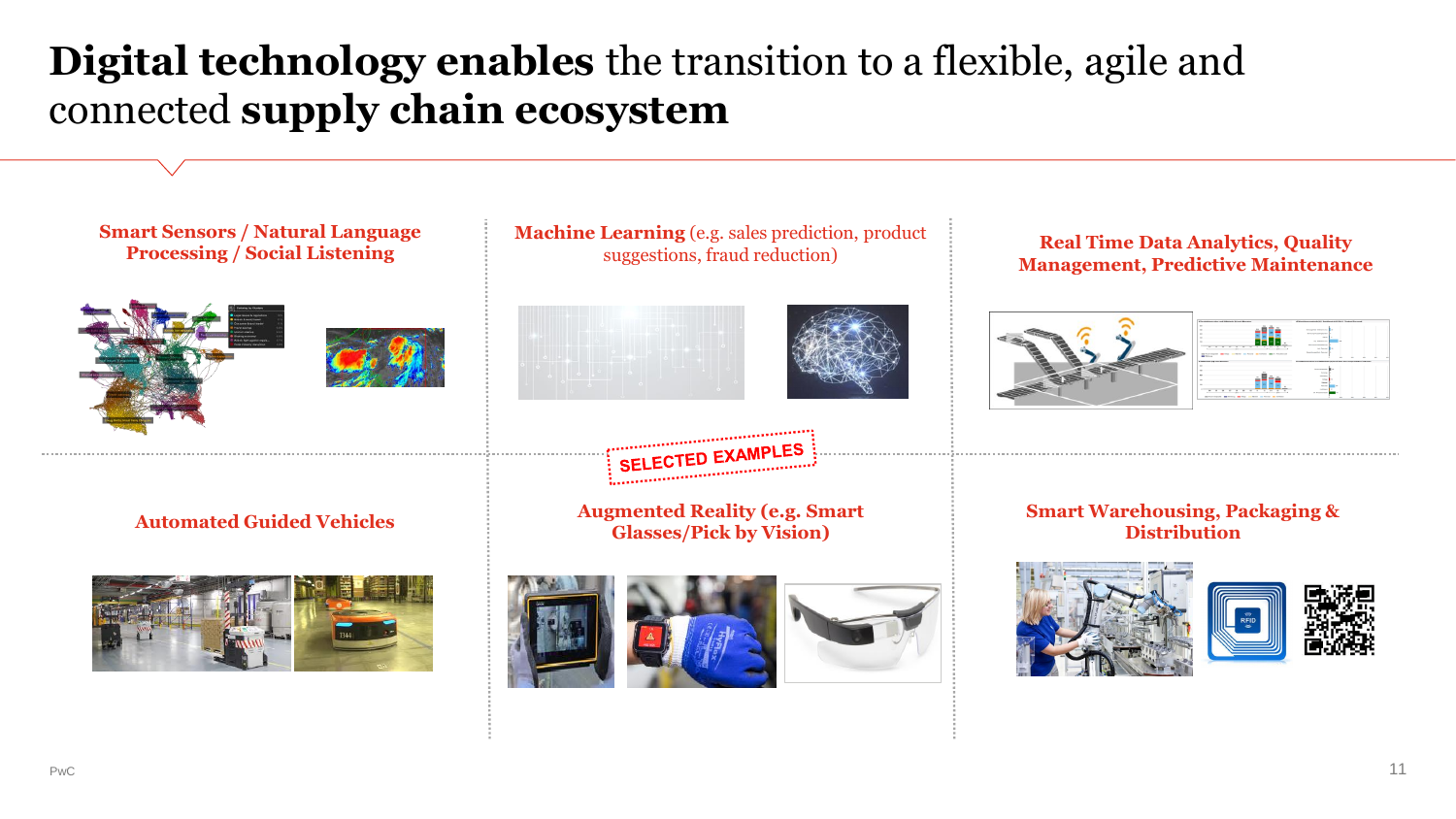# **Digital technology enables** the transition to a flexible, agile and connected **supply chain ecosystem**

SELECTED EXAMPLES

**Smart Sensors / Natural Language Processing / Social Listening**

**Machine Learning** (e.g. sales prediction, product suggestions, fraud reduction)

**Real Time Data Analytics, Quality Management, Predictive Maintenance**

**Automated Guided Vehicles**

**Augmented Reality (e.g. Smart Glasses/Pick by Vision)**

**Smart Warehousing, Packaging & Distribution**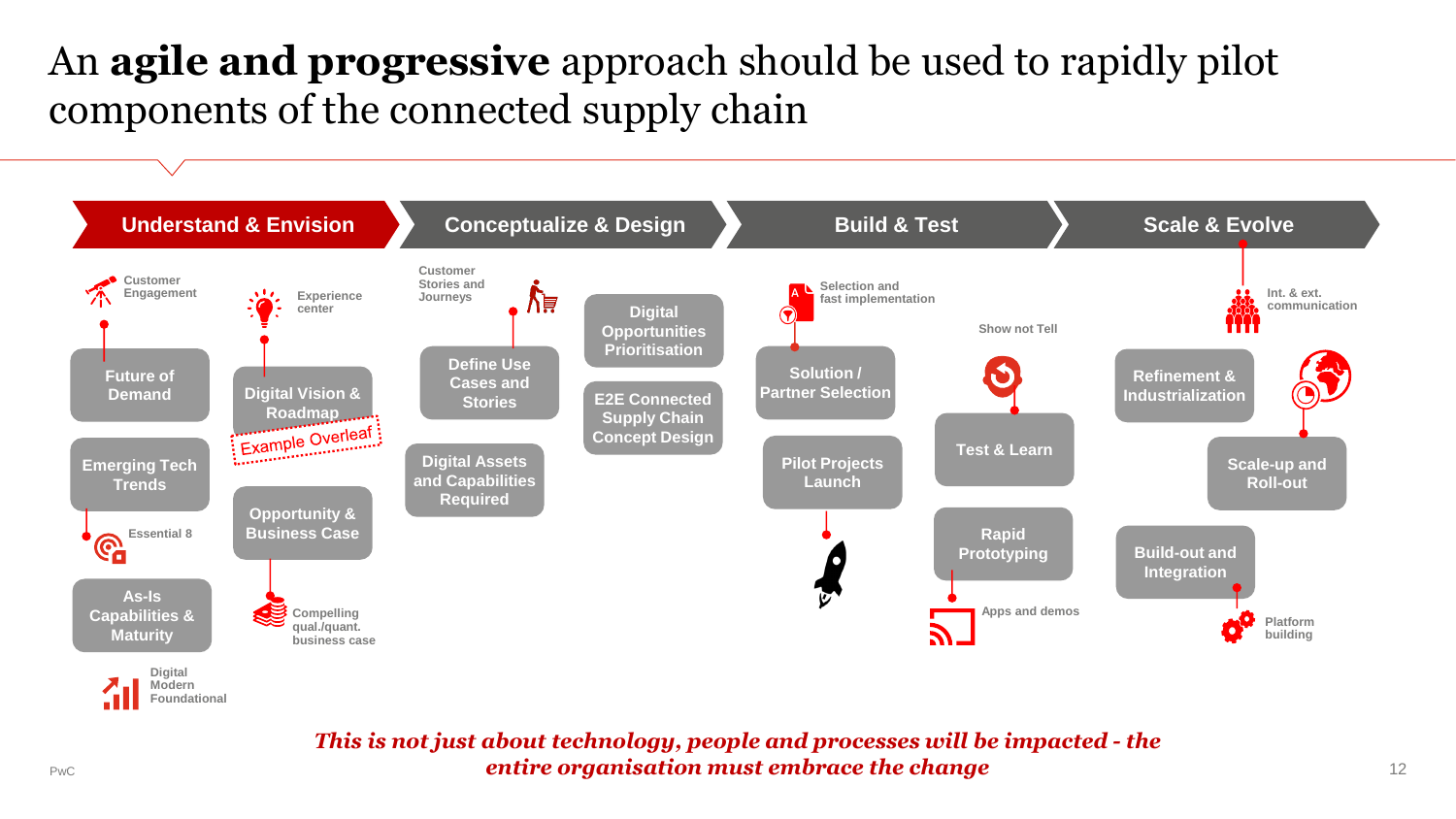# An **agile and progressive** approach should be used to rapidly pilot components of the connected supply chain

## Understand & Envision

- Customer Engagement
- Future of Demand
- Emerging Tech Trends
- Essential 8
- As-Is Capabilities & Maturity
- Digital Modern Foundational
- Experience center
- Digital Vision & Roadmap
- Example Overleaf
- Opportunity & Business Case
- Compelling qual./quant. business case

## Conceptualize & Design

- Customer Stories and Journeys
- Define Use Cases and Stories
- Digital Assets and Capabilities Required
- Digital Opportunities Prioritisation
- E2E Connected Supply Chain Concept Design

## Build & Test

- Selection and fast implementation
- Solution / Partner Selection
- Pilot Projects Launch
- Show not Tell
- Test & Learn
- Rapid Prototyping
- Apps and demos

## Scale & Evolve

- Int. & ext. communication
- Refinement & Industrialization
- Scale-up and Roll-out
- Build-out and Integration
- Platform building

***This is not just about technology, people and processes will be impacted - the entire organisation must embrace the change***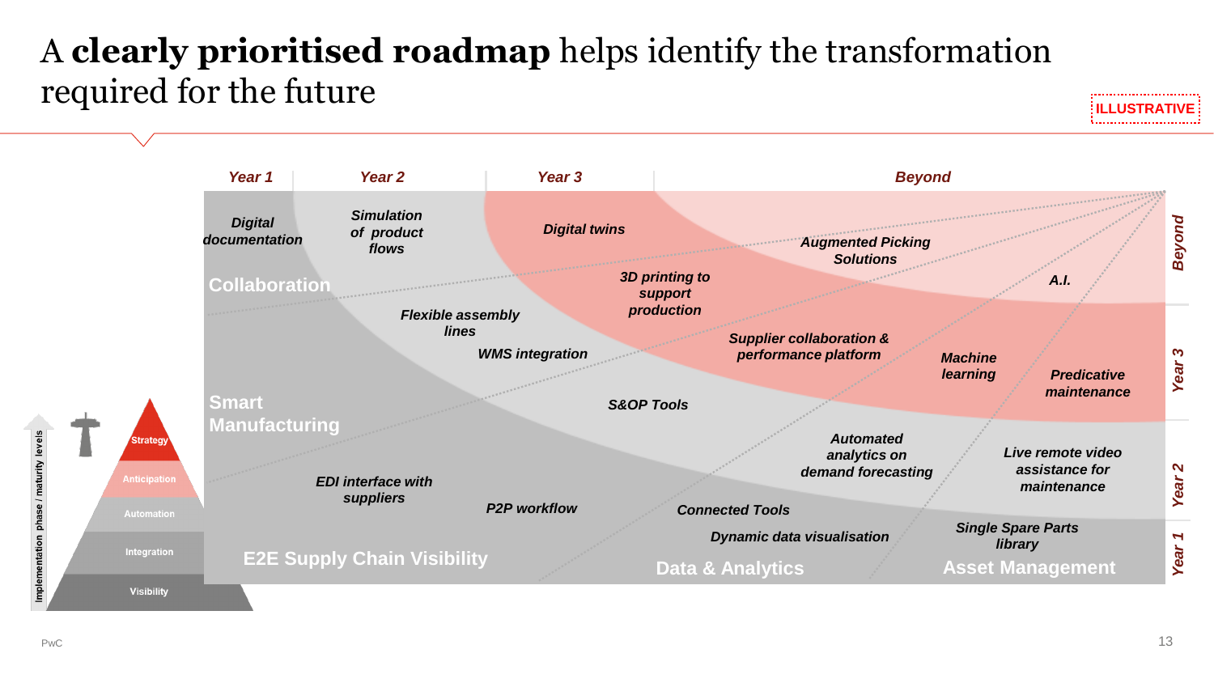# A **clearly prioritised roadmap** helps identify the transformation required for the future

ILLUSTRATIVE

**Year 1** | **Year 2** | **Year 3** | **Beyond**

**Collaboration**
- *Digital documentation*
- *Simulation of product flows*
- *Digital twins*
- *Augmented Picking Solutions*

**Smart Manufacturing**
- *Flexible assembly lines*
- *3D printing to support production*
- *A.I.*

**E2E Supply Chain Visibility**
- *EDI interface with suppliers*
- *WMS integration*
- *P2P workflow*
- *Supplier collaboration & performance platform*

**Data & Analytics**
- *S&OP Tools*
- *Connected Tools*
- *Dynamic data visualisation*
- *Automated analytics on demand forecasting*
- *Machine learning*

**Asset Management**
- *Single Spare Parts library*
- *Live remote video assistance for maintenance*
- *Predicative maintenance*

Implementation phase / maturity levels:
- Strategy
- Anticipation
- Automation
- Integration
- Visibility

Maturity bands: Year 1, Year 2, Year 3, Beyond

PwC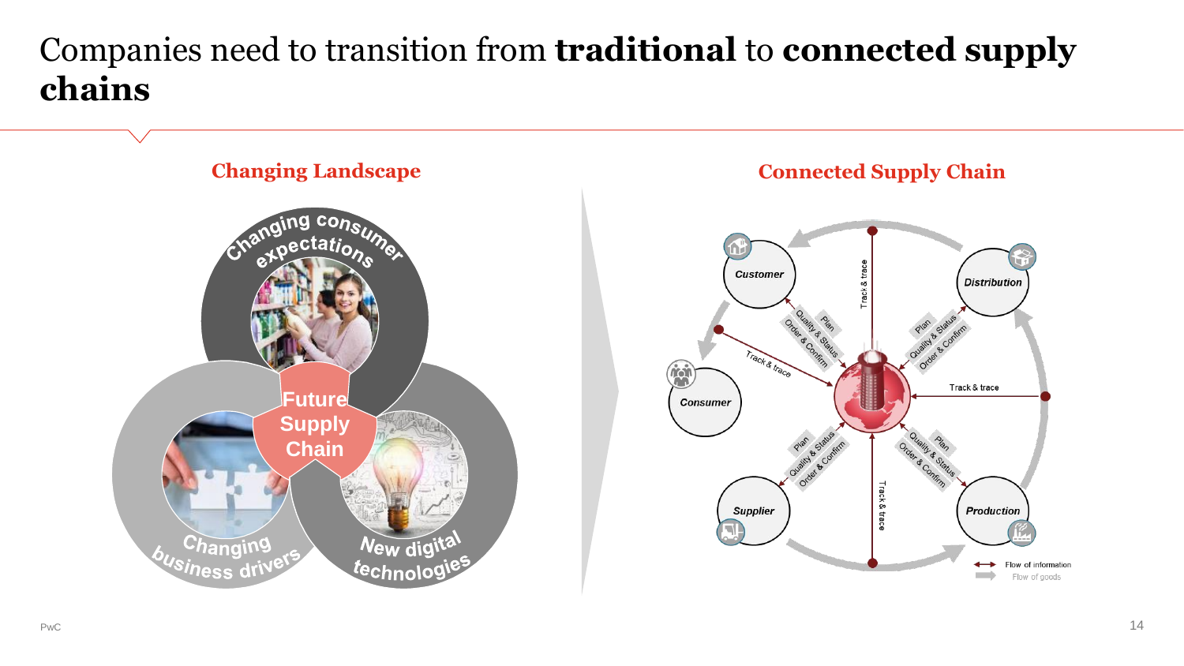# Companies need to transition from **traditional** to **connected supply chains**

## Changing Landscape

Changing consumer expectations

Future Supply Chain

Changing business drivers

New digital technologies

## Connected Supply Chain

Customer

Distribution

Consumer

Supplier

Production

Track & trace

Plan

Quality & Status

Order & Confirm

Flow of information

Flow of goods

PwC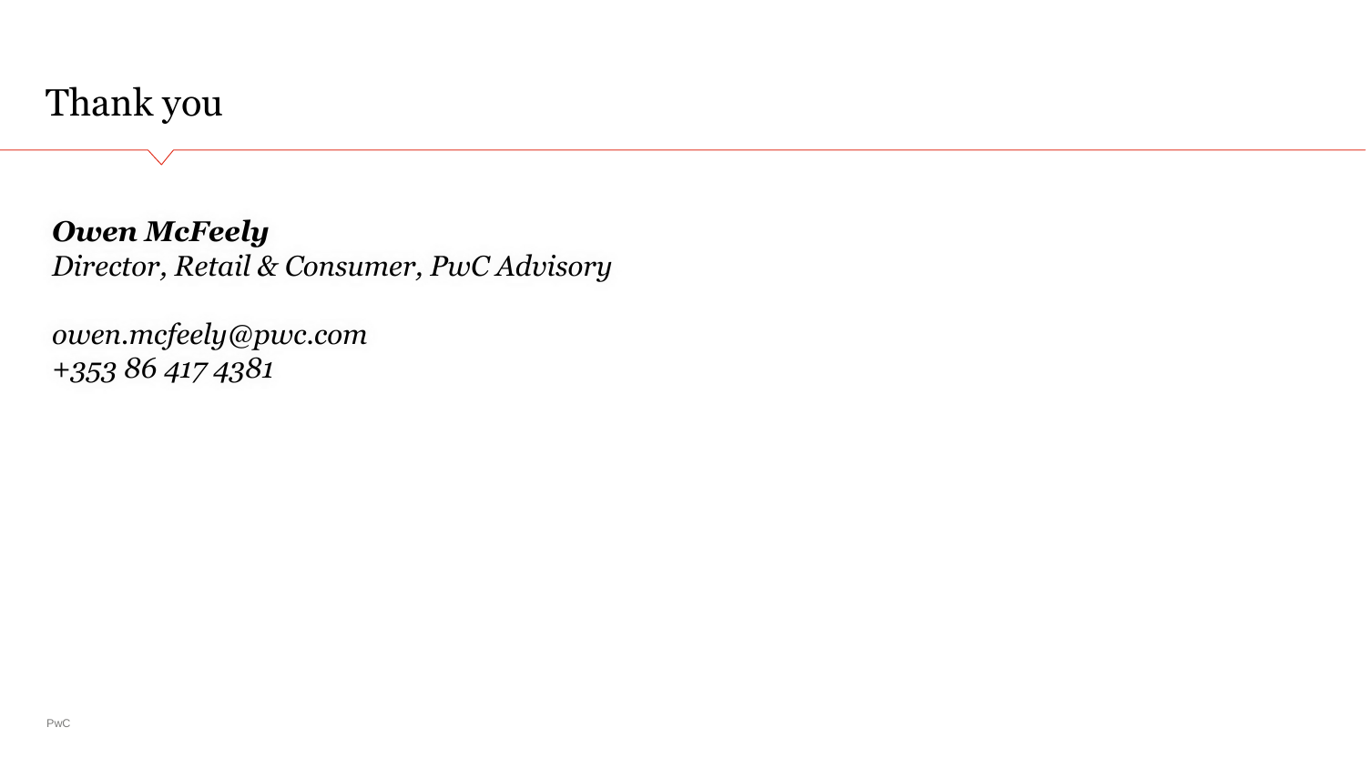# Thank you

***Owen McFeely***
*Director, Retail & Consumer, PwC Advisory*

*owen.mcfeely@pwc.com*
*+353 86 417 4381*